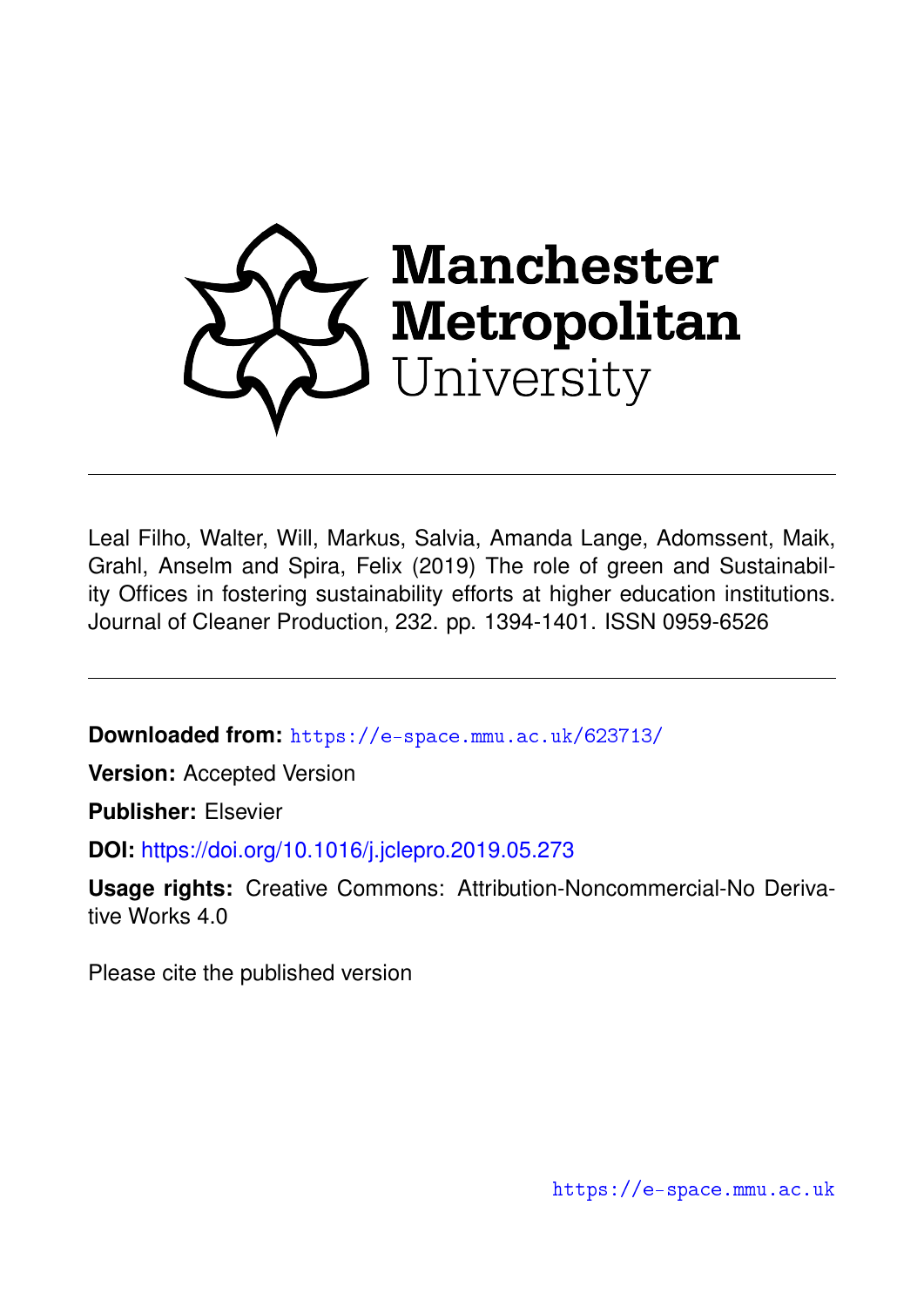Manchester Metropolitan University

Leal Filho, Walter, Will, Markus, Salvia, Amanda Lange, Adomssent, Maik, Grahl, Anselm and Spira, Felix (2019) The role of green and Sustainability Offices in fostering sustainability efforts at higher education institutions. Journal of Cleaner Production, 232. pp. 1394-1401. ISSN 0959-6526

**Downloaded from:** https://e-space.mmu.ac.uk/623713/

**Version:** Accepted Version

**Publisher:** Elsevier

**DOI:** https://doi.org/10.1016/j.jclepro.2019.05.273

**Usage rights:** Creative Commons: Attribution-Noncommercial-No Derivative Works 4.0

Please cite the published version

https://e-space.mmu.ac.uk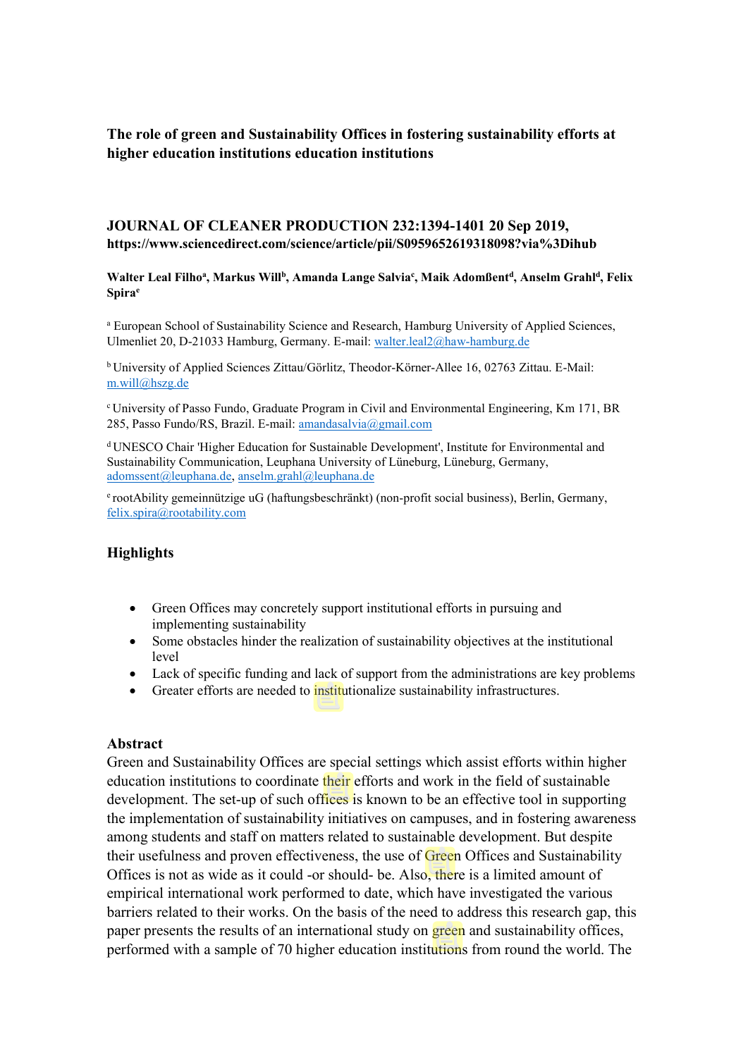**The role of green and Sustainability Offices in fostering sustainability efforts at higher education institutions education institutions**

**JOURNAL OF CLEANER PRODUCTION 232:1394-1401 20 Sep 2019, https://www.sciencedirect.com/science/article/pii/S0959652619318098?via%3Dihub**

**Walter Leal Filho[a], Markus Will[b], Amanda Lange Salvia[c], Maik Adomßent[d], Anselm Grahl[d], Felix Spira[e]**

[a] European School of Sustainability Science and Research, Hamburg University of Applied Sciences, Ulmenliet 20, D-21033 Hamburg, Germany. E-mail: walter.leal2@haw-hamburg.de

[b] University of Applied Sciences Zittau/Görlitz, Theodor-Körner-Allee 16, 02763 Zittau. E-Mail: m.will@hszg.de

[c] University of Passo Fundo, Graduate Program in Civil and Environmental Engineering, Km 171, BR 285, Passo Fundo/RS, Brazil. E-mail: amandasalvia@gmail.com

[d] UNESCO Chair 'Higher Education for Sustainable Development', Institute for Environmental and Sustainability Communication, Leuphana University of Lüneburg, Lüneburg, Germany, adomssent@leuphana.de, anselm.grahl@leuphana.de

[e] rootAbility gemeinnützige uG (haftungsbeschränkt) (non-profit social business), Berlin, Germany, felix.spira@rootability.com

## Highlights

- Green Offices may concretely support institutional efforts in pursuing and implementing sustainability
- Some obstacles hinder the realization of sustainability objectives at the institutional level
- Lack of specific funding and lack of support from the administrations are key problems
- Greater efforts are needed to institutionalize sustainability infrastructures.

## Abstract

Green and Sustainability Offices are special settings which assist efforts within higher education institutions to coordinate their efforts and work in the field of sustainable development. The set-up of such offices is known to be an effective tool in supporting the implementation of sustainability initiatives on campuses, and in fostering awareness among students and staff on matters related to sustainable development. But despite their usefulness and proven effectiveness, the use of Green Offices and Sustainability Offices is not as wide as it could -or should- be. Also, there is a limited amount of empirical international work performed to date, which have investigated the various barriers related to their works. On the basis of the need to address this research gap, this paper presents the results of an international study on green and sustainability offices, performed with a sample of 70 higher education institutions from round the world. The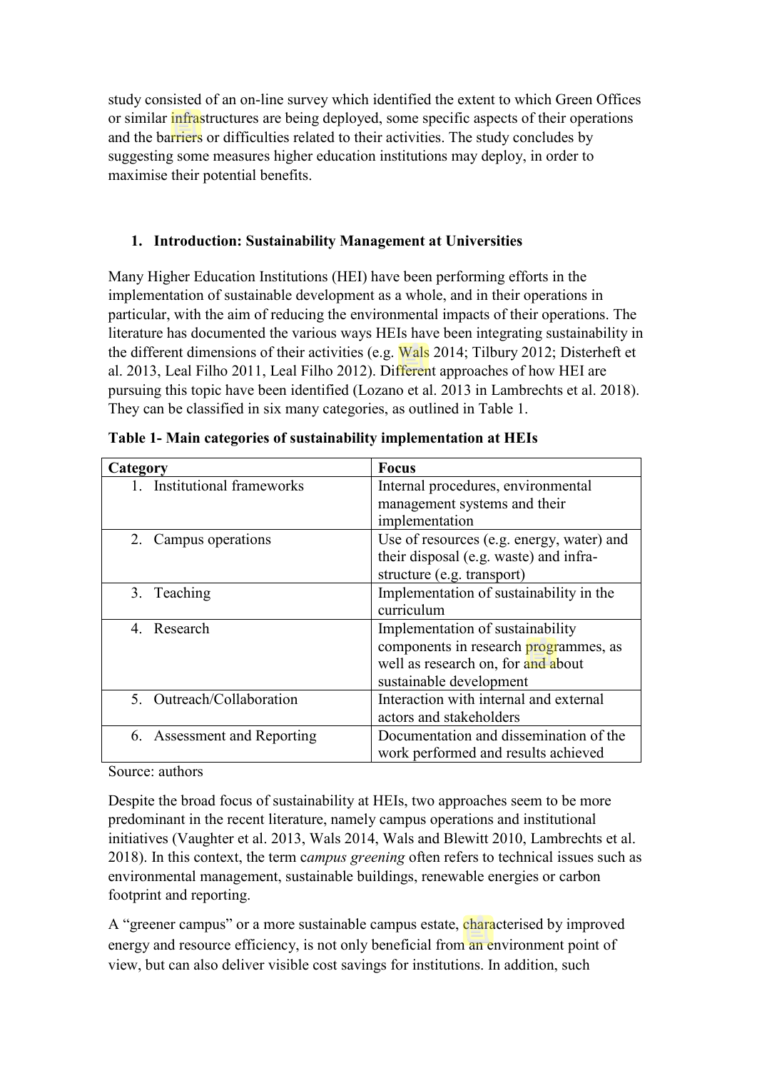study consisted of an on-line survey which identified the extent to which Green Offices or similar infrastructures are being deployed, some specific aspects of their operations and the barriers or difficulties related to their activities. The study concludes by suggesting some measures higher education institutions may deploy, in order to maximise their potential benefits.

## 1. Introduction: Sustainability Management at Universities

Many Higher Education Institutions (HEI) have been performing efforts in the implementation of sustainable development as a whole, and in their operations in particular, with the aim of reducing the environmental impacts of their operations. The literature has documented the various ways HEIs have been integrating sustainability in the different dimensions of their activities (e.g. Wals 2014; Tilbury 2012; Disterheft et al. 2013, Leal Filho 2011, Leal Filho 2012). Different approaches of how HEI are pursuing this topic have been identified (Lozano et al. 2013 in Lambrechts et al. 2018). They can be classified in six many categories, as outlined in Table 1.

**Table 1- Main categories of sustainability implementation at HEIs**

| Category | Focus |
|---|---|
| 1. Institutional frameworks | Internal procedures, environmental management systems and their implementation |
| 2. Campus operations | Use of resources (e.g. energy, water) and their disposal (e.g. waste) and infra-structure (e.g. transport) |
| 3. Teaching | Implementation of sustainability in the curriculum |
| 4. Research | Implementation of sustainability components in research programmes, as well as research on, for and about sustainable development |
| 5. Outreach/Collaboration | Interaction with internal and external actors and stakeholders |
| 6. Assessment and Reporting | Documentation and dissemination of the work performed and results achieved |

Source: authors

Despite the broad focus of sustainability at HEIs, two approaches seem to be more predominant in the recent literature, namely campus operations and institutional initiatives (Vaughter et al. 2013, Wals 2014, Wals and Blewitt 2010, Lambrechts et al. 2018). In this context, the term c*ampus greening* often refers to technical issues such as environmental management, sustainable buildings, renewable energies or carbon footprint and reporting.

A "greener campus" or a more sustainable campus estate, characterised by improved energy and resource efficiency, is not only beneficial from an environment point of view, but can also deliver visible cost savings for institutions. In addition, such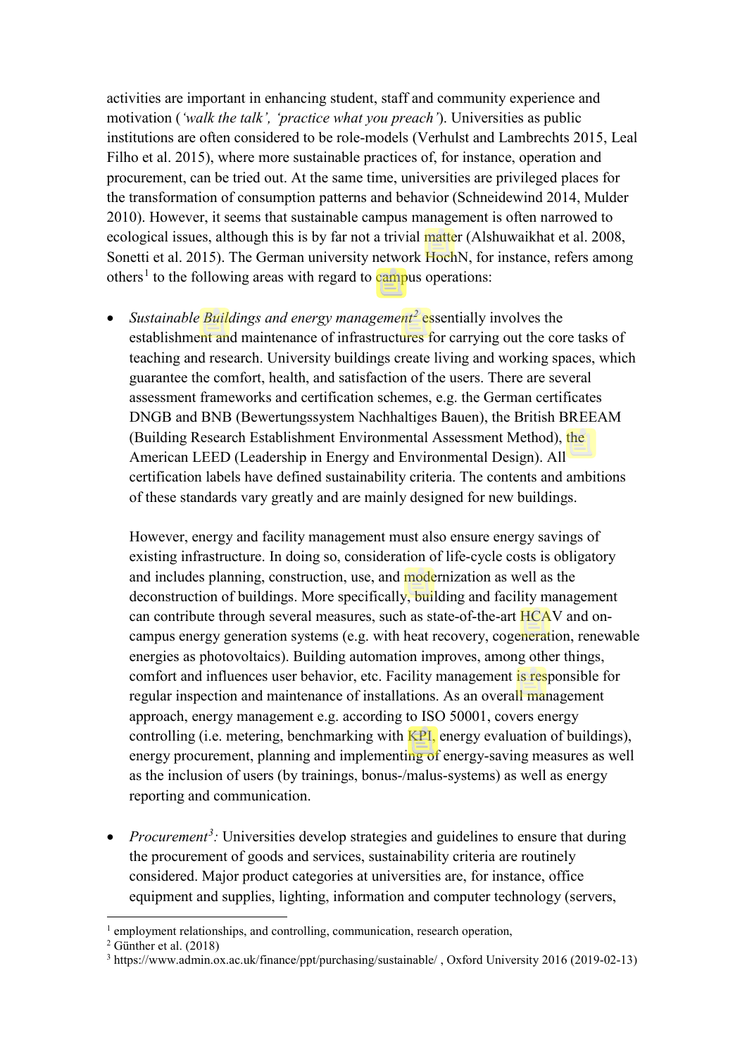activities are important in enhancing student, staff and community experience and motivation (*'walk the talk', 'practice what you preach'*). Universities as public institutions are often considered to be role-models (Verhulst and Lambrechts 2015, Leal Filho et al. 2015), where more sustainable practices of, for instance, operation and procurement, can be tried out. At the same time, universities are privileged places for the transformation of consumption patterns and behavior (Schneidewind 2014, Mulder 2010). However, it seems that sustainable campus management is often narrowed to ecological issues, although this is by far not a trivial matter (Alshuwaikhat et al. 2008, Sonetti et al. 2015). The German university network HochN, for instance, refers among others[1] to the following areas with regard to campus operations:

- *Sustainable Buildings and energy management*[2] essentially involves the establishment and maintenance of infrastructures for carrying out the core tasks of teaching and research. University buildings create living and working spaces, which guarantee the comfort, health, and satisfaction of the users. There are several assessment frameworks and certification schemes, e.g. the German certificates DNGB and BNB (Bewertungssystem Nachhaltiges Bauen), the British BREEAM (Building Research Establishment Environmental Assessment Method), the American LEED (Leadership in Energy and Environmental Design). All certification labels have defined sustainability criteria. The contents and ambitions of these standards vary greatly and are mainly designed for new buildings.

  However, energy and facility management must also ensure energy savings of existing infrastructure. In doing so, consideration of life-cycle costs is obligatory and includes planning, construction, use, and modernization as well as the deconstruction of buildings. More specifically, building and facility management can contribute through several measures, such as state-of-the-art HCAV and on-campus energy generation systems (e.g. with heat recovery, cogeneration, renewable energies as photovoltaics). Building automation improves, among other things, comfort and influences user behavior, etc. Facility management is responsible for regular inspection and maintenance of installations. As an overall management approach, energy management e.g. according to ISO 50001, covers energy controlling (i.e. metering, benchmarking with KPI, energy evaluation of buildings), energy procurement, planning and implementing of energy-saving measures as well as the inclusion of users (by trainings, bonus-/malus-systems) as well as energy reporting and communication.

- *Procurement*[3]*:* Universities develop strategies and guidelines to ensure that during the procurement of goods and services, sustainability criteria are routinely considered. Major product categories at universities are, for instance, office equipment and supplies, lighting, information and computer technology (servers,

---

[1] employment relationships, and controlling, communication, research operation,

[2] Günther et al. (2018)

[3] https://www.admin.ox.ac.uk/finance/ppt/purchasing/sustainable/ , Oxford University 2016 (2019-02-13)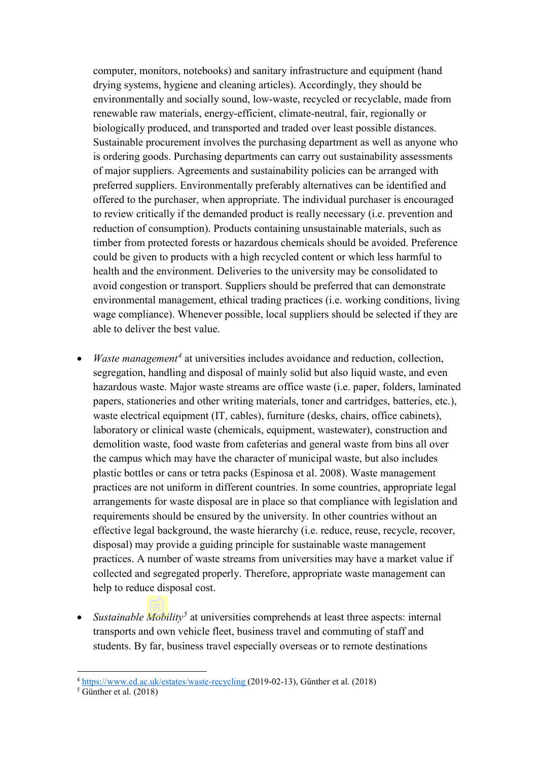computer, monitors, notebooks) and sanitary infrastructure and equipment (hand drying systems, hygiene and cleaning articles). Accordingly, they should be environmentally and socially sound, low-waste, recycled or recyclable, made from renewable raw materials, energy-efficient, climate-neutral, fair, regionally or biologically produced, and transported and traded over least possible distances. Sustainable procurement involves the purchasing department as well as anyone who is ordering goods. Purchasing departments can carry out sustainability assessments of major suppliers. Agreements and sustainability policies can be arranged with preferred suppliers. Environmentally preferably alternatives can be identified and offered to the purchaser, when appropriate. The individual purchaser is encouraged to review critically if the demanded product is really necessary (i.e. prevention and reduction of consumption). Products containing unsustainable materials, such as timber from protected forests or hazardous chemicals should be avoided. Preference could be given to products with a high recycled content or which less harmful to health and the environment. Deliveries to the university may be consolidated to avoid congestion or transport. Suppliers should be preferred that can demonstrate environmental management, ethical trading practices (i.e. working conditions, living wage compliance). Whenever possible, local suppliers should be selected if they are able to deliver the best value.

- *Waste management*[4] at universities includes avoidance and reduction, collection, segregation, handling and disposal of mainly solid but also liquid waste, and even hazardous waste. Major waste streams are office waste (i.e. paper, folders, laminated papers, stationeries and other writing materials, toner and cartridges, batteries, etc.), waste electrical equipment (IT, cables), furniture (desks, chairs, office cabinets), laboratory or clinical waste (chemicals, equipment, wastewater), construction and demolition waste, food waste from cafeterias and general waste from bins all over the campus which may have the character of municipal waste, but also includes plastic bottles or cans or tetra packs (Espinosa et al. 2008). Waste management practices are not uniform in different countries. In some countries, appropriate legal arrangements for waste disposal are in place so that compliance with legislation and requirements should be ensured by the university. In other countries without an effective legal background, the waste hierarchy (i.e. reduce, reuse, recycle, recover, disposal) may provide a guiding principle for sustainable waste management practices. A number of waste streams from universities may have a market value if collected and segregated properly. Therefore, appropriate waste management can help to reduce disposal cost.

- *Sustainable Mobility*[5] at universities comprehends at least three aspects: internal transports and own vehicle fleet, business travel and commuting of staff and students. By far, business travel especially overseas or to remote destinations

---

[4] https://www.ed.ac.uk/estates/waste-recycling (2019-02-13), Günther et al. (2018)

[5] Günther et al. (2018)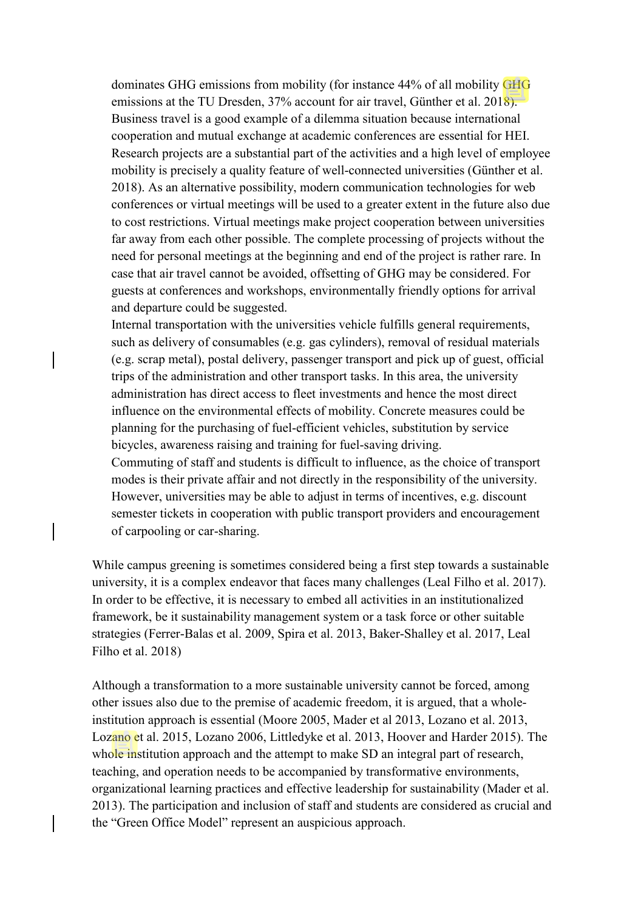dominates GHG emissions from mobility (for instance 44% of all mobility GHG emissions at the TU Dresden, 37% account for air travel, Günther et al. 2018). Business travel is a good example of a dilemma situation because international cooperation and mutual exchange at academic conferences are essential for HEI. Research projects are a substantial part of the activities and a high level of employee mobility is precisely a quality feature of well-connected universities (Günther et al. 2018). As an alternative possibility, modern communication technologies for web conferences or virtual meetings will be used to a greater extent in the future also due to cost restrictions. Virtual meetings make project cooperation between universities far away from each other possible. The complete processing of projects without the need for personal meetings at the beginning and end of the project is rather rare. In case that air travel cannot be avoided, offsetting of GHG may be considered. For guests at conferences and workshops, environmentally friendly options for arrival and departure could be suggested.

Internal transportation with the universities vehicle fulfills general requirements, such as delivery of consumables (e.g. gas cylinders), removal of residual materials (e.g. scrap metal), postal delivery, passenger transport and pick up of guest, official trips of the administration and other transport tasks. In this area, the university administration has direct access to fleet investments and hence the most direct influence on the environmental effects of mobility. Concrete measures could be planning for the purchasing of fuel-efficient vehicles, substitution by service bicycles, awareness raising and training for fuel-saving driving.

Commuting of staff and students is difficult to influence, as the choice of transport modes is their private affair and not directly in the responsibility of the university. However, universities may be able to adjust in terms of incentives, e.g. discount semester tickets in cooperation with public transport providers and encouragement of carpooling or car-sharing.

While campus greening is sometimes considered being a first step towards a sustainable university, it is a complex endeavor that faces many challenges (Leal Filho et al. 2017). In order to be effective, it is necessary to embed all activities in an institutionalized framework, be it sustainability management system or a task force or other suitable strategies (Ferrer-Balas et al. 2009, Spira et al. 2013, Baker-Shalley et al. 2017, Leal Filho et al. 2018)

Although a transformation to a more sustainable university cannot be forced, among other issues also due to the premise of academic freedom, it is argued, that a whole-institution approach is essential (Moore 2005, Mader et al 2013, Lozano et al. 2013, Lozano et al. 2015, Lozano 2006, Littledyke et al. 2013, Hoover and Harder 2015). The whole institution approach and the attempt to make SD an integral part of research, teaching, and operation needs to be accompanied by transformative environments, organizational learning practices and effective leadership for sustainability (Mader et al. 2013). The participation and inclusion of staff and students are considered as crucial and the "Green Office Model" represent an auspicious approach.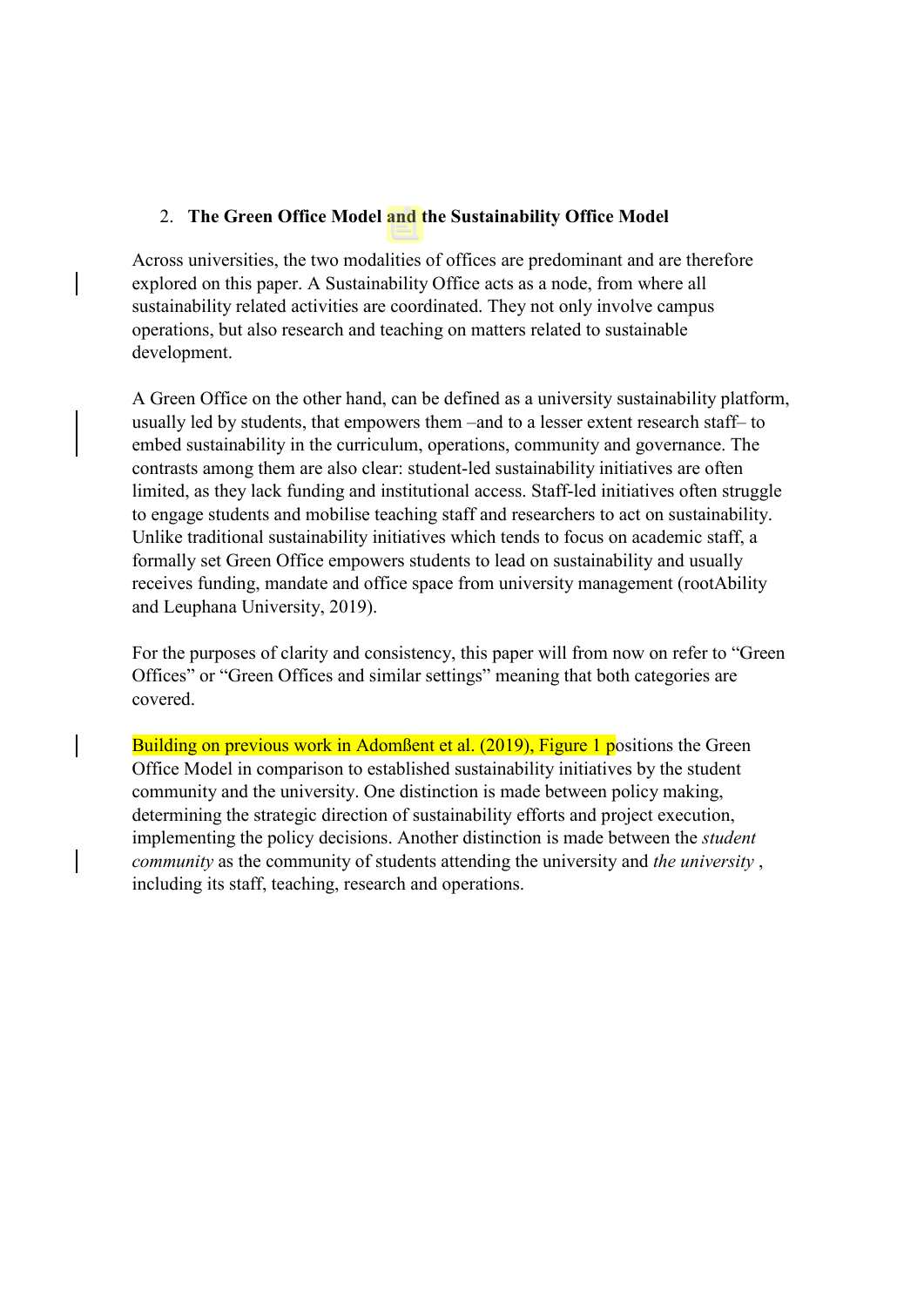## 2. The Green Office Model and the Sustainability Office Model

Across universities, the two modalities of offices are predominant and are therefore explored on this paper. A Sustainability Office acts as a node, from where all sustainability related activities are coordinated. They not only involve campus operations, but also research and teaching on matters related to sustainable development.

A Green Office on the other hand, can be defined as a university sustainability platform, usually led by students, that empowers them –and to a lesser extent research staff– to embed sustainability in the curriculum, operations, community and governance. The contrasts among them are also clear: student-led sustainability initiatives are often limited, as they lack funding and institutional access. Staff-led initiatives often struggle to engage students and mobilise teaching staff and researchers to act on sustainability. Unlike traditional sustainability initiatives which tends to focus on academic staff, a formally set Green Office empowers students to lead on sustainability and usually receives funding, mandate and office space from university management (rootAbility and Leuphana University, 2019).

For the purposes of clarity and consistency, this paper will from now on refer to "Green Offices" or "Green Offices and similar settings" meaning that both categories are covered.

Building on previous work in Adomßent et al. (2019), Figure 1 positions the Green Office Model in comparison to established sustainability initiatives by the student community and the university. One distinction is made between policy making, determining the strategic direction of sustainability efforts and project execution, implementing the policy decisions. Another distinction is made between the *student community* as the community of students attending the university and *the university* , including its staff, teaching, research and operations.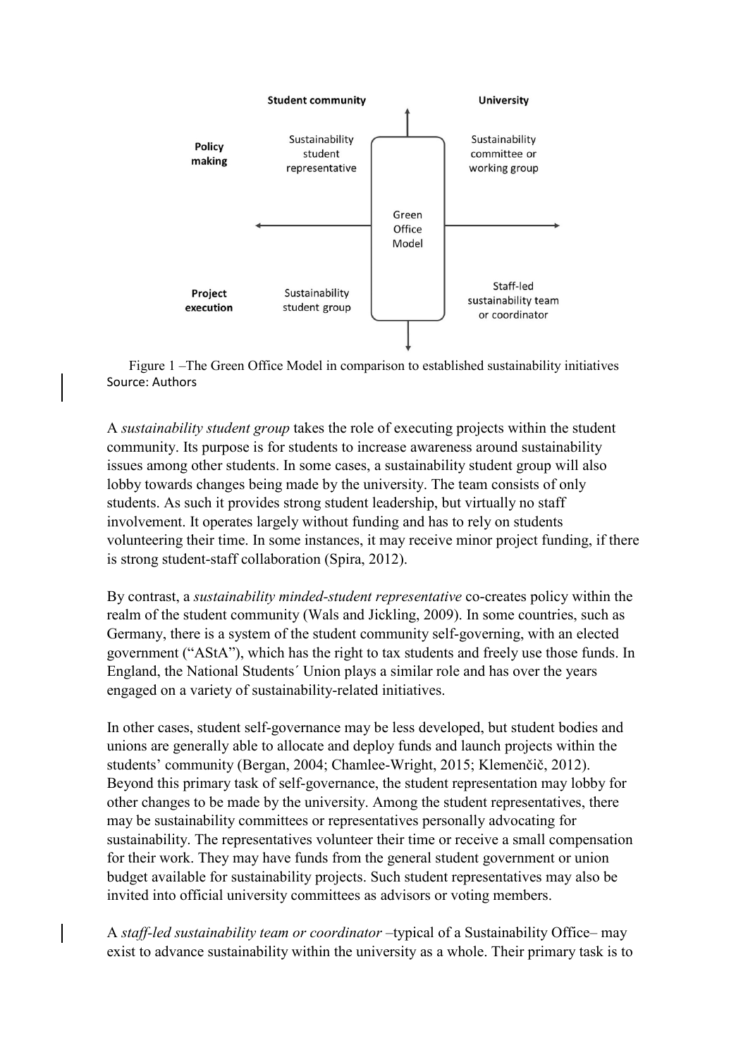| | Student community | | University |
|---|---|---|---|
| Policy making | Sustainability student representative | Green Office Model | Sustainability committee or working group |
| Project execution | Sustainability student group | | Staff-led sustainability team or coordinator |

Figure 1 –The Green Office Model in comparison to established sustainability initiatives
Source: Authors

A *sustainability student group* takes the role of executing projects within the student community. Its purpose is for students to increase awareness around sustainability issues among other students. In some cases, a sustainability student group will also lobby towards changes being made by the university. The team consists of only students. As such it provides strong student leadership, but virtually no staff involvement. It operates largely without funding and has to rely on students volunteering their time. In some instances, it may receive minor project funding, if there is strong student-staff collaboration (Spira, 2012).

By contrast, a *sustainability minded-student representative* co-creates policy within the realm of the student community (Wals and Jickling, 2009). In some countries, such as Germany, there is a system of the student community self-governing, with an elected government ("AStA"), which has the right to tax students and freely use those funds. In England, the National Students´ Union plays a similar role and has over the years engaged on a variety of sustainability-related initiatives.

In other cases, student self-governance may be less developed, but student bodies and unions are generally able to allocate and deploy funds and launch projects within the students' community (Bergan, 2004; Chamlee-Wright, 2015; Klemenčič, 2012). Beyond this primary task of self-governance, the student representation may lobby for other changes to be made by the university. Among the student representatives, there may be sustainability committees or representatives personally advocating for sustainability. The representatives volunteer their time or receive a small compensation for their work. They may have funds from the general student government or union budget available for sustainability projects. Such student representatives may also be invited into official university committees as advisors or voting members.

A *staff-led sustainability team or coordinator* –typical of a Sustainability Office– may exist to advance sustainability within the university as a whole. Their primary task is to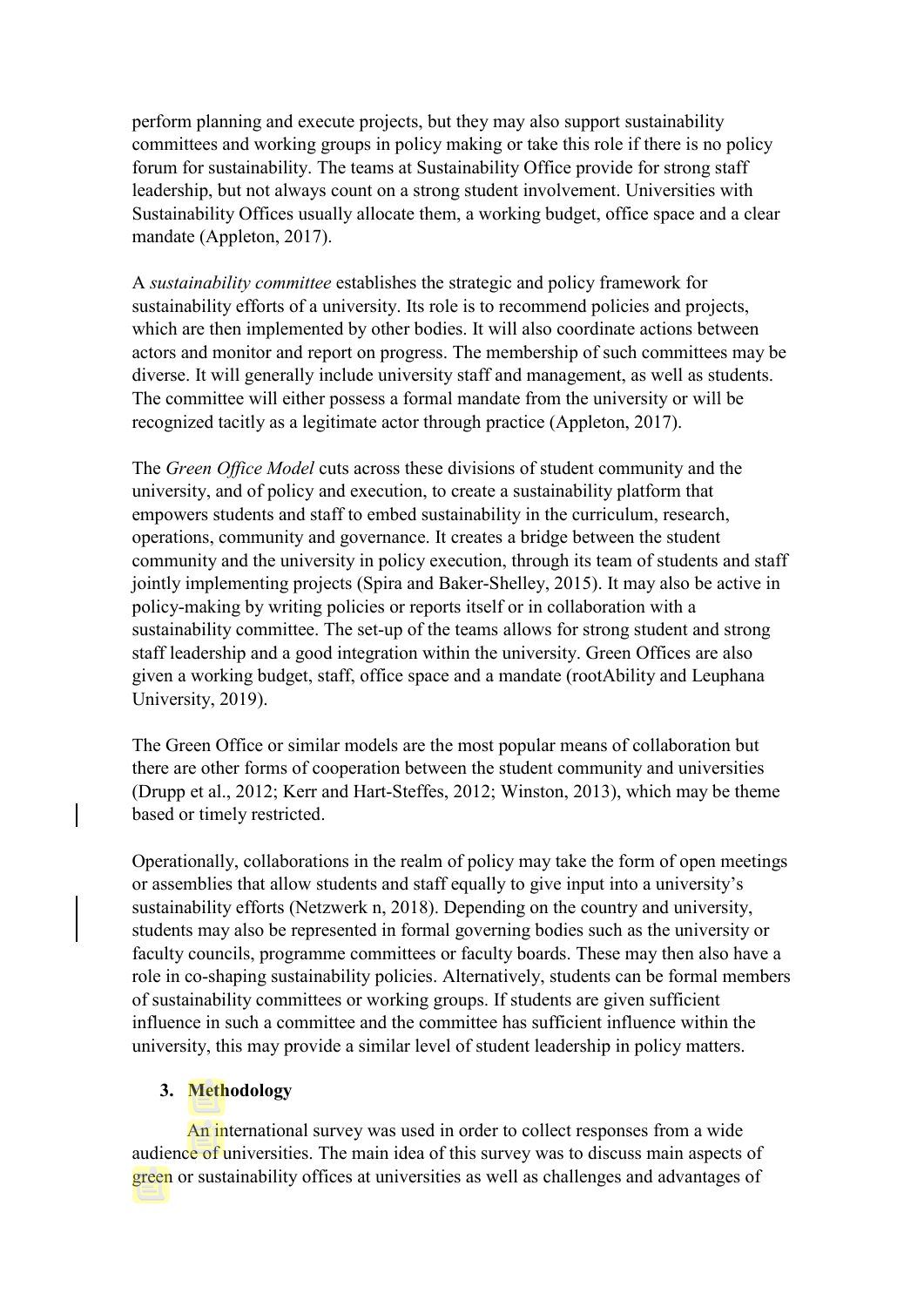perform planning and execute projects, but they may also support sustainability committees and working groups in policy making or take this role if there is no policy forum for sustainability. The teams at Sustainability Office provide for strong staff leadership, but not always count on a strong student involvement. Universities with Sustainability Offices usually allocate them, a working budget, office space and a clear mandate (Appleton, 2017).

A *sustainability committee* establishes the strategic and policy framework for sustainability efforts of a university. Its role is to recommend policies and projects, which are then implemented by other bodies. It will also coordinate actions between actors and monitor and report on progress. The membership of such committees may be diverse. It will generally include university staff and management, as well as students. The committee will either possess a formal mandate from the university or will be recognized tacitly as a legitimate actor through practice (Appleton, 2017).

The *Green Office Model* cuts across these divisions of student community and the university, and of policy and execution, to create a sustainability platform that empowers students and staff to embed sustainability in the curriculum, research, operations, community and governance. It creates a bridge between the student community and the university in policy execution, through its team of students and staff jointly implementing projects (Spira and Baker-Shelley, 2015). It may also be active in policy-making by writing policies or reports itself or in collaboration with a sustainability committee. The set-up of the teams allows for strong student and strong staff leadership and a good integration within the university. Green Offices are also given a working budget, staff, office space and a mandate (rootAbility and Leuphana University, 2019).

The Green Office or similar models are the most popular means of collaboration but there are other forms of cooperation between the student community and universities (Drupp et al., 2012; Kerr and Hart-Steffes, 2012; Winston, 2013), which may be theme based or timely restricted.

Operationally, collaborations in the realm of policy may take the form of open meetings or assemblies that allow students and staff equally to give input into a university's sustainability efforts (Netzwerk n, 2018). Depending on the country and university, students may also be represented in formal governing bodies such as the university or faculty councils, programme committees or faculty boards. These may then also have a role in co-shaping sustainability policies. Alternatively, students can be formal members of sustainability committees or working groups. If students are given sufficient influence in such a committee and the committee has sufficient influence within the university, this may provide a similar level of student leadership in policy matters.

## 3. Methodology

An international survey was used in order to collect responses from a wide audience of universities. The main idea of this survey was to discuss main aspects of green or sustainability offices at universities as well as challenges and advantages of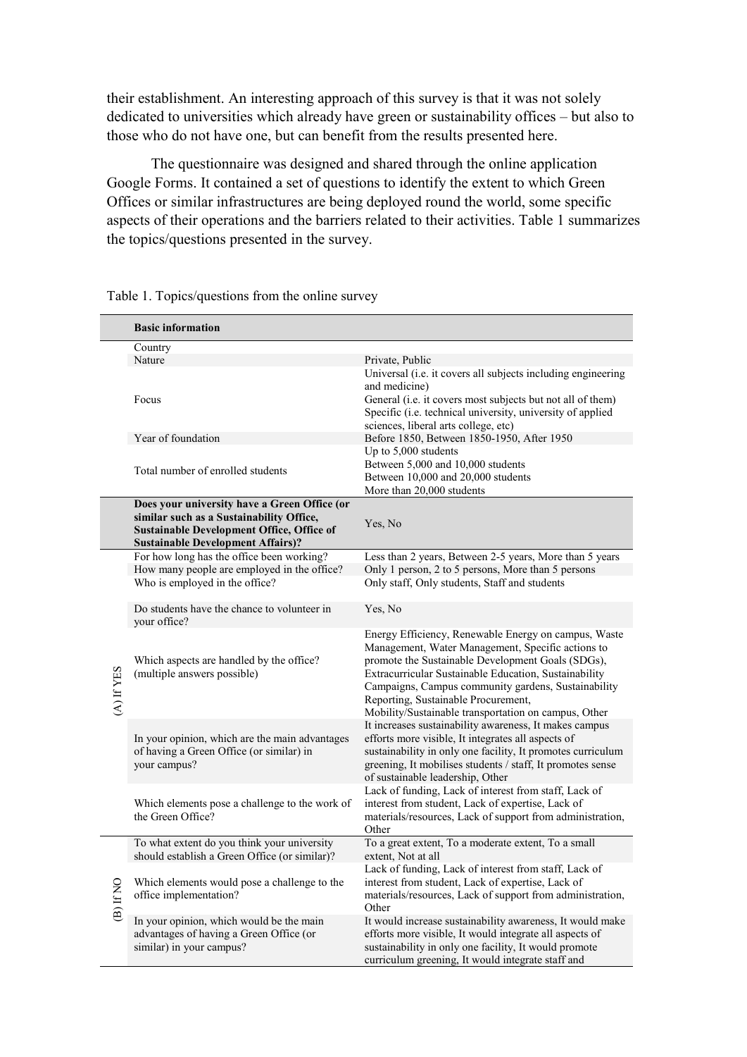their establishment. An interesting approach of this survey is that it was not solely dedicated to universities which already have green or sustainability offices – but also to those who do not have one, but can benefit from the results presented here.

The questionnaire was designed and shared through the online application Google Forms. It contained a set of questions to identify the extent to which Green Offices or similar infrastructures are being deployed round the world, some specific aspects of their operations and the barriers related to their activities. Table 1 summarizes the topics/questions presented in the survey.

Table 1. Topics/questions from the online survey

| | **Basic information** | |
|---|---|---|
| | Country | |
| | Nature | Private, Public |
| | Focus | Universal (i.e. it covers all subjects including engineering and medicine)<br>General (i.e. it covers most subjects but not all of them)<br>Specific (i.e. technical university, university of applied sciences, liberal arts college, etc) |
| | Year of foundation | Before 1850, Between 1850-1950, After 1950 |
| | Total number of enrolled students | Up to 5,000 students<br>Between 5,000 and 10,000 students<br>Between 10,000 and 20,000 students<br>More than 20,000 students |
| | **Does your university have a Green Office (or similar such as a Sustainability Office, Sustainable Development Office, Office of Sustainable Development Affairs)?** | Yes, No |
| (A) If YES | For how long has the office been working? | Less than 2 years, Between 2-5 years, More than 5 years |
| | How many people are employed in the office? | Only 1 person, 2 to 5 persons, More than 5 persons |
| | Who is employed in the office? | Only staff, Only students, Staff and students |
| | Do students have the chance to volunteer in your office? | Yes, No |
| | Which aspects are handled by the office? (multiple answers possible) | Energy Efficiency, Renewable Energy on campus, Waste Management, Water Management, Specific actions to promote the Sustainable Development Goals (SDGs), Extracurricular Sustainable Education, Sustainability Campaigns, Campus community gardens, Sustainability Reporting, Sustainable Procurement, Mobility/Sustainable transportation on campus, Other |
| | In your opinion, which are the main advantages of having a Green Office (or similar) in your campus? | It increases sustainability awareness, It makes campus efforts more visible, It integrates all aspects of sustainability in only one facility, It promotes curriculum greening, It mobilises students / staff, It promotes sense of sustainable leadership, Other |
| | Which elements pose a challenge to the work of the Green Office? | Lack of funding, Lack of interest from staff, Lack of interest from student, Lack of expertise, Lack of materials/resources, Lack of support from administration, Other |
| (B) If NO | To what extent do you think your university should establish a Green Office (or similar)? | To a great extent, To a moderate extent, To a small extent, Not at all |
| | Which elements would pose a challenge to the office implementation? | Lack of funding, Lack of interest from staff, Lack of interest from student, Lack of expertise, Lack of materials/resources, Lack of support from administration, Other |
| | In your opinion, which would be the main advantages of having a Green Office (or similar) in your campus? | It would increase sustainability awareness, It would make efforts more visible, It would integrate all aspects of sustainability in only one facility, It would promote curriculum greening, It would integrate staff and |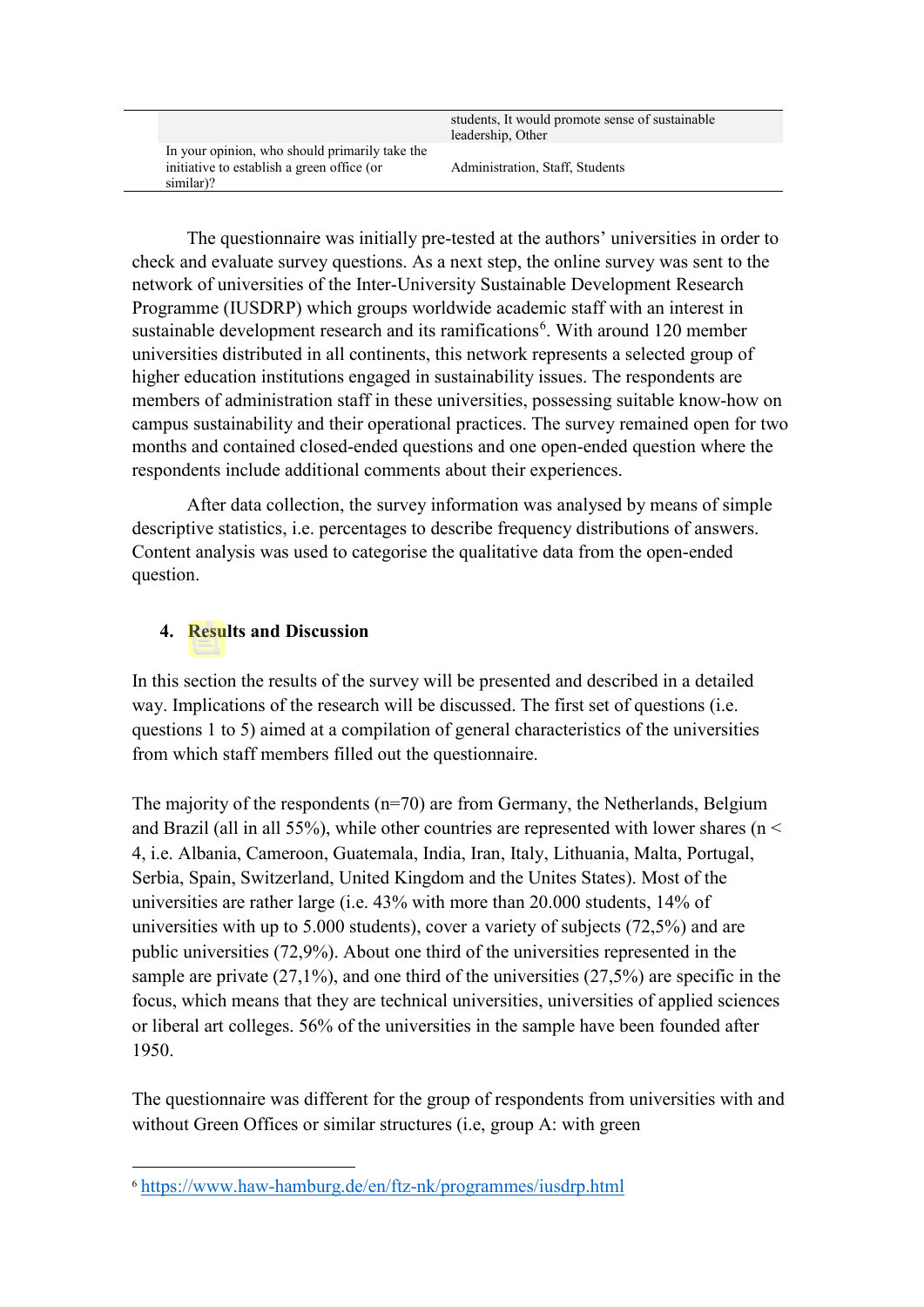| | |
|---|---|
| | students, It would promote sense of sustainable leadership, Other |
| In your opinion, who should primarily take the initiative to establish a green office (or similar)? | Administration, Staff, Students |

The questionnaire was initially pre-tested at the authors' universities in order to check and evaluate survey questions. As a next step, the online survey was sent to the network of universities of the Inter-University Sustainable Development Research Programme (IUSDRP) which groups worldwide academic staff with an interest in sustainable development research and its ramifications[6]. With around 120 member universities distributed in all continents, this network represents a selected group of higher education institutions engaged in sustainability issues. The respondents are members of administration staff in these universities, possessing suitable know-how on campus sustainability and their operational practices. The survey remained open for two months and contained closed-ended questions and one open-ended question where the respondents include additional comments about their experiences.

After data collection, the survey information was analysed by means of simple descriptive statistics, i.e. percentages to describe frequency distributions of answers. Content analysis was used to categorise the qualitative data from the open-ended question.

## 4. Results and Discussion

In this section the results of the survey will be presented and described in a detailed way. Implications of the research will be discussed. The first set of questions (i.e. questions 1 to 5) aimed at a compilation of general characteristics of the universities from which staff members filled out the questionnaire.

The majority of the respondents (n=70) are from Germany, the Netherlands, Belgium and Brazil (all in all 55%), while other countries are represented with lower shares (n < 4, i.e. Albania, Cameroon, Guatemala, India, Iran, Italy, Lithuania, Malta, Portugal, Serbia, Spain, Switzerland, United Kingdom and the Unites States). Most of the universities are rather large (i.e. 43% with more than 20.000 students, 14% of universities with up to 5.000 students), cover a variety of subjects (72,5%) and are public universities (72,9%). About one third of the universities represented in the sample are private (27,1%), and one third of the universities (27,5%) are specific in the focus, which means that they are technical universities, universities of applied sciences or liberal art colleges. 56% of the universities in the sample have been founded after 1950.

The questionnaire was different for the group of respondents from universities with and without Green Offices or similar structures (i.e, group A: with green

[6] https://www.haw-hamburg.de/en/ftz-nk/programmes/iusdrp.html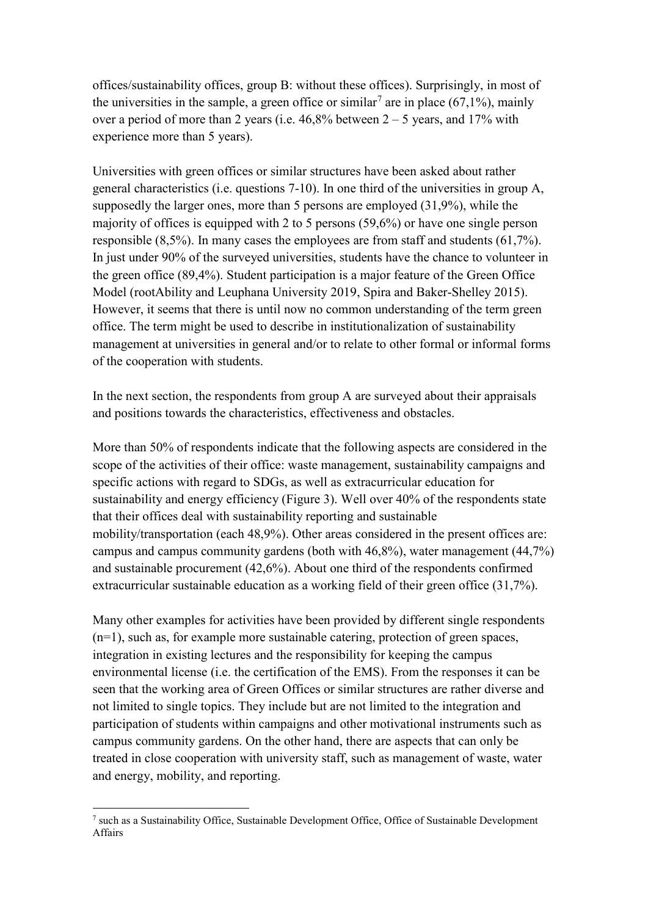offices/sustainability offices, group B: without these offices). Surprisingly, in most of the universities in the sample, a green office or similar[7] are in place (67,1%), mainly over a period of more than 2 years (i.e. 46,8% between 2 – 5 years, and 17% with experience more than 5 years).

Universities with green offices or similar structures have been asked about rather general characteristics (i.e. questions 7-10). In one third of the universities in group A, supposedly the larger ones, more than 5 persons are employed (31,9%), while the majority of offices is equipped with 2 to 5 persons (59,6%) or have one single person responsible (8,5%). In many cases the employees are from staff and students (61,7%). In just under 90% of the surveyed universities, students have the chance to volunteer in the green office (89,4%). Student participation is a major feature of the Green Office Model (rootAbility and Leuphana University 2019, Spira and Baker-Shelley 2015). However, it seems that there is until now no common understanding of the term green office. The term might be used to describe in institutionalization of sustainability management at universities in general and/or to relate to other formal or informal forms of the cooperation with students.

In the next section, the respondents from group A are surveyed about their appraisals and positions towards the characteristics, effectiveness and obstacles.

More than 50% of respondents indicate that the following aspects are considered in the scope of the activities of their office: waste management, sustainability campaigns and specific actions with regard to SDGs, as well as extracurricular education for sustainability and energy efficiency (Figure 3). Well over 40% of the respondents state that their offices deal with sustainability reporting and sustainable mobility/transportation (each 48,9%). Other areas considered in the present offices are: campus and campus community gardens (both with 46,8%), water management (44,7%) and sustainable procurement (42,6%). About one third of the respondents confirmed extracurricular sustainable education as a working field of their green office (31,7%).

Many other examples for activities have been provided by different single respondents (n=1), such as, for example more sustainable catering, protection of green spaces, integration in existing lectures and the responsibility for keeping the campus environmental license (i.e. the certification of the EMS). From the responses it can be seen that the working area of Green Offices or similar structures are rather diverse and not limited to single topics. They include but are not limited to the integration and participation of students within campaigns and other motivational instruments such as campus community gardens. On the other hand, there are aspects that can only be treated in close cooperation with university staff, such as management of waste, water and energy, mobility, and reporting.

[7] such as a Sustainability Office, Sustainable Development Office, Office of Sustainable Development Affairs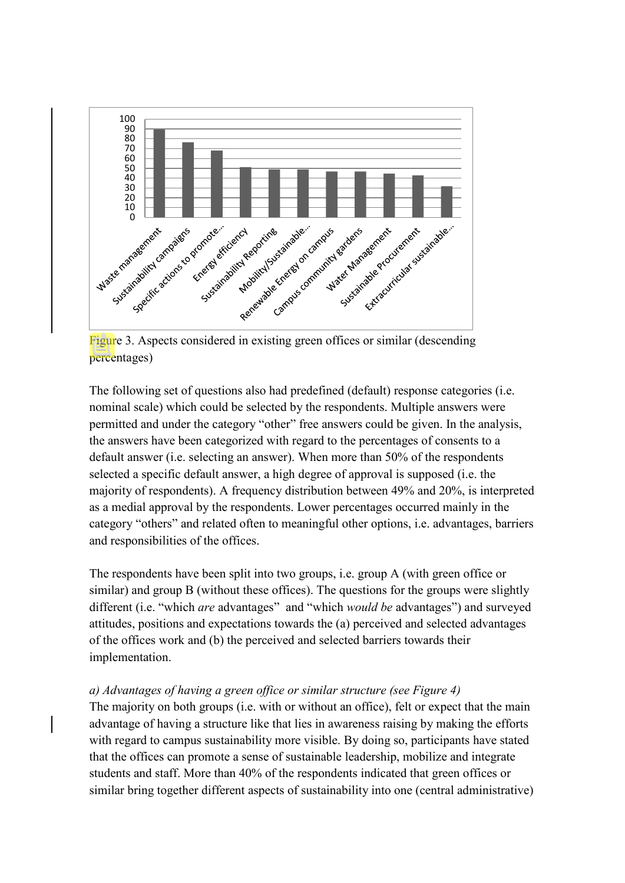Figure 3. Aspects considered in existing green offices or similar (descending percentages)

The following set of questions also had predefined (default) response categories (i.e. nominal scale) which could be selected by the respondents. Multiple answers were permitted and under the category "other" free answers could be given. In the analysis, the answers have been categorized with regard to the percentages of consents to a default answer (i.e. selecting an answer). When more than 50% of the respondents selected a specific default answer, a high degree of approval is supposed (i.e. the majority of respondents). A frequency distribution between 49% and 20%, is interpreted as a medial approval by the respondents. Lower percentages occurred mainly in the category "others" and related often to meaningful other options, i.e. advantages, barriers and responsibilities of the offices.

The respondents have been split into two groups, i.e. group A (with green office or similar) and group B (without these offices). The questions for the groups were slightly different (i.e. "which *are* advantages" and "which *would be* advantages") and surveyed attitudes, positions and expectations towards the (a) perceived and selected advantages of the offices work and (b) the perceived and selected barriers towards their implementation.

*a) Advantages of having a green office or similar structure (see Figure 4)*

The majority on both groups (i.e. with or without an office), felt or expect that the main advantage of having a structure like that lies in awareness raising by making the efforts with regard to campus sustainability more visible. By doing so, participants have stated that the offices can promote a sense of sustainable leadership, mobilize and integrate students and staff. More than 40% of the respondents indicated that green offices or similar bring together different aspects of sustainability into one (central administrative)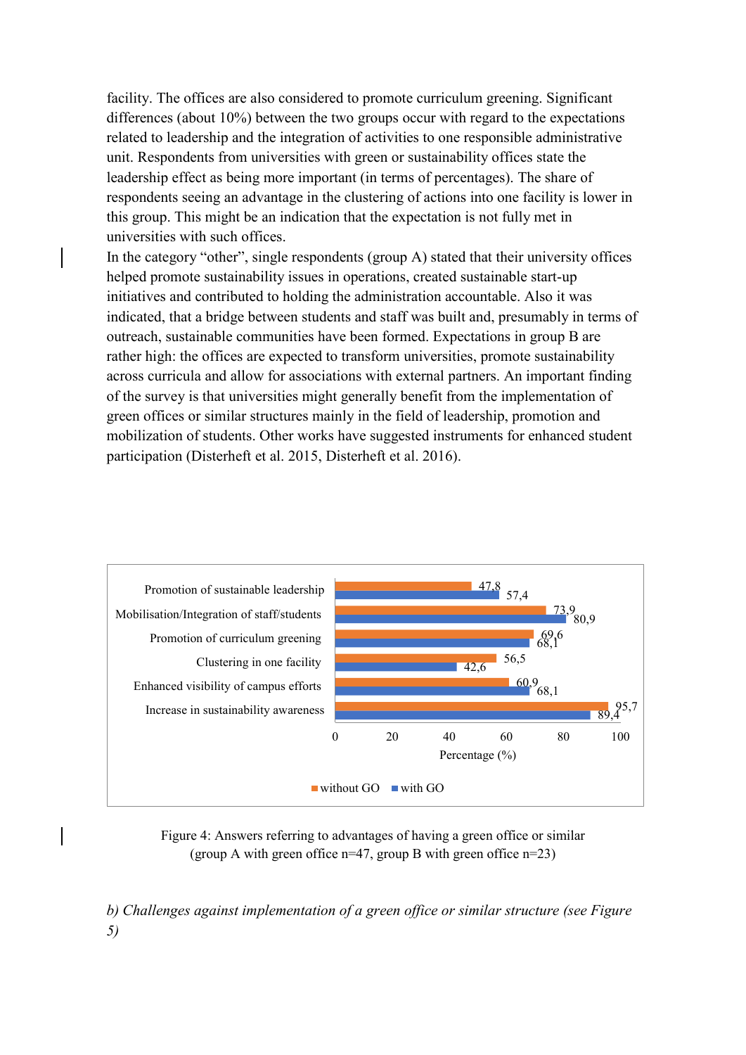facility. The offices are also considered to promote curriculum greening. Significant differences (about 10%) between the two groups occur with regard to the expectations related to leadership and the integration of activities to one responsible administrative unit. Respondents from universities with green or sustainability offices state the leadership effect as being more important (in terms of percentages). The share of respondents seeing an advantage in the clustering of actions into one facility is lower in this group. This might be an indication that the expectation is not fully met in universities with such offices.

In the category "other", single respondents (group A) stated that their university offices helped promote sustainability issues in operations, created sustainable start-up initiatives and contributed to holding the administration accountable. Also it was indicated, that a bridge between students and staff was built and, presumably in terms of outreach, sustainable communities have been formed. Expectations in group B are rather high: the offices are expected to transform universities, promote sustainability across curricula and allow for associations with external partners. An important finding of the survey is that universities might generally benefit from the implementation of green offices or similar structures mainly in the field of leadership, promotion and mobilization of students. Other works have suggested instruments for enhanced student participation (Disterheft et al. 2015, Disterheft et al. 2016).

| | without GO | with GO |
|---|---|---|
| Promotion of sustainable leadership | 47,8 | 57,4 |
| Mobilisation/Integration of staff/students | 73,9 | 80,9 |
| Promotion of curriculum greening | 69,6 | 68,1 |
| Clustering in one facility | 56,5 | 42,6 |
| Enhanced visibility of campus efforts | 60,9 | 68,1 |
| Increase in sustainability awareness | 95,7 | 89,4 |

Figure 4: Answers referring to advantages of having a green office or similar (group A with green office n=47, group B with green office n=23)

*b) Challenges against implementation of a green office or similar structure (see Figure 5)*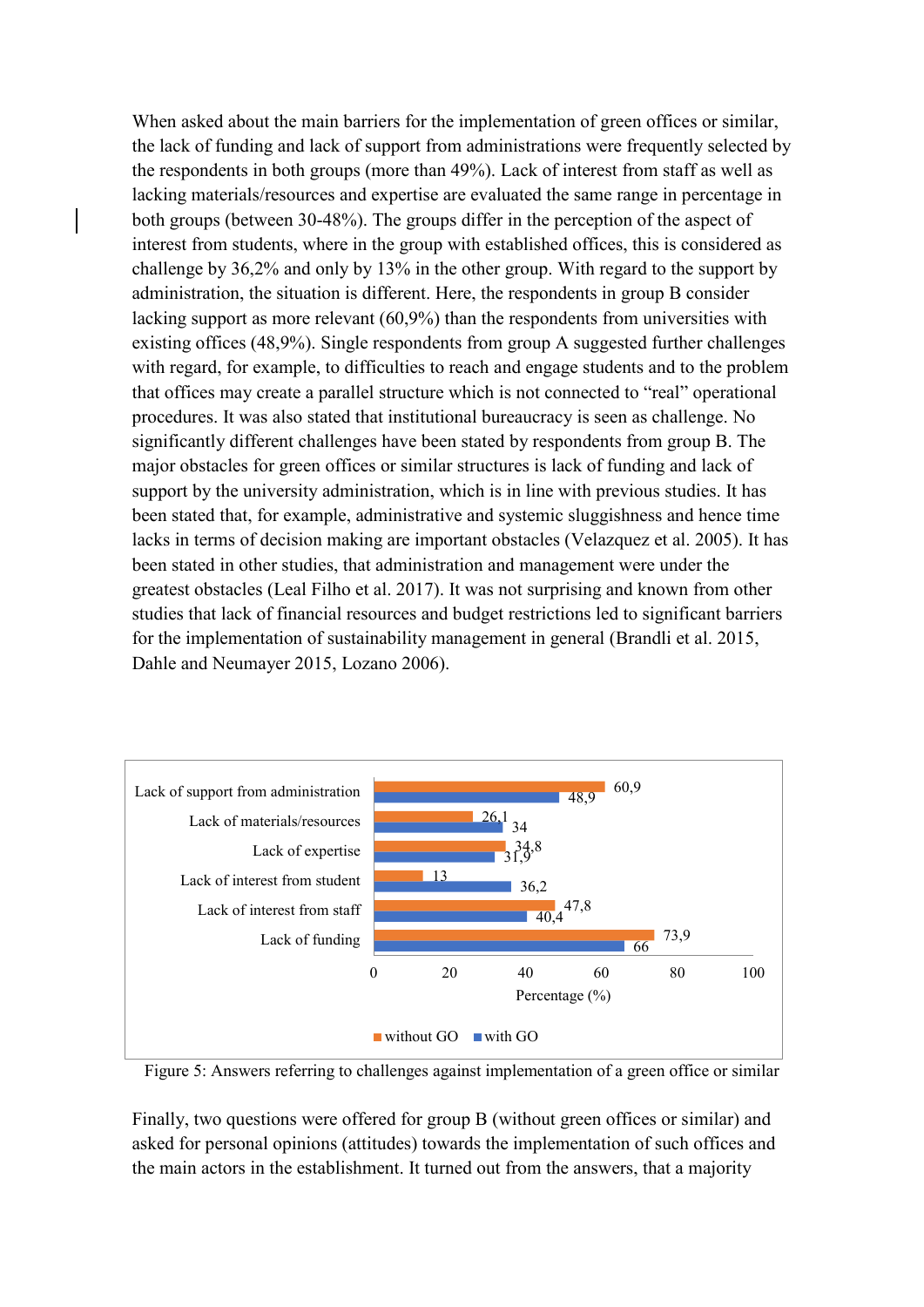When asked about the main barriers for the implementation of green offices or similar, the lack of funding and lack of support from administrations were frequently selected by the respondents in both groups (more than 49%). Lack of interest from staff as well as lacking materials/resources and expertise are evaluated the same range in percentage in both groups (between 30-48%). The groups differ in the perception of the aspect of interest from students, where in the group with established offices, this is considered as challenge by 36,2% and only by 13% in the other group. With regard to the support by administration, the situation is different. Here, the respondents in group B consider lacking support as more relevant (60,9%) than the respondents from universities with existing offices (48,9%). Single respondents from group A suggested further challenges with regard, for example, to difficulties to reach and engage students and to the problem that offices may create a parallel structure which is not connected to "real" operational procedures. It was also stated that institutional bureaucracy is seen as challenge. No significantly different challenges have been stated by respondents from group B. The major obstacles for green offices or similar structures is lack of funding and lack of support by the university administration, which is in line with previous studies. It has been stated that, for example, administrative and systemic sluggishness and hence time lacks in terms of decision making are important obstacles (Velazquez et al. 2005). It has been stated in other studies, that administration and management were under the greatest obstacles (Leal Filho et al. 2017). It was not surprising and known from other studies that lack of financial resources and budget restrictions led to significant barriers for the implementation of sustainability management in general (Brandli et al. 2015, Dahle and Neumayer 2015, Lozano 2006).

| Challenge | without GO (%) | with GO (%) |
|---|---|---|
| Lack of support from administration | 60,9 | 48,9 |
| Lack of materials/resources | 26,1 | 34 |
| Lack of expertise | 34,8 | 31,9 |
| Lack of interest from student | 13 | 36,2 |
| Lack of interest from staff | 47,8 | 40,4 |
| Lack of funding | 73,9 | 66 |

Figure 5: Answers referring to challenges against implementation of a green office or similar

Finally, two questions were offered for group B (without green offices or similar) and asked for personal opinions (attitudes) towards the implementation of such offices and the main actors in the establishment. It turned out from the answers, that a majority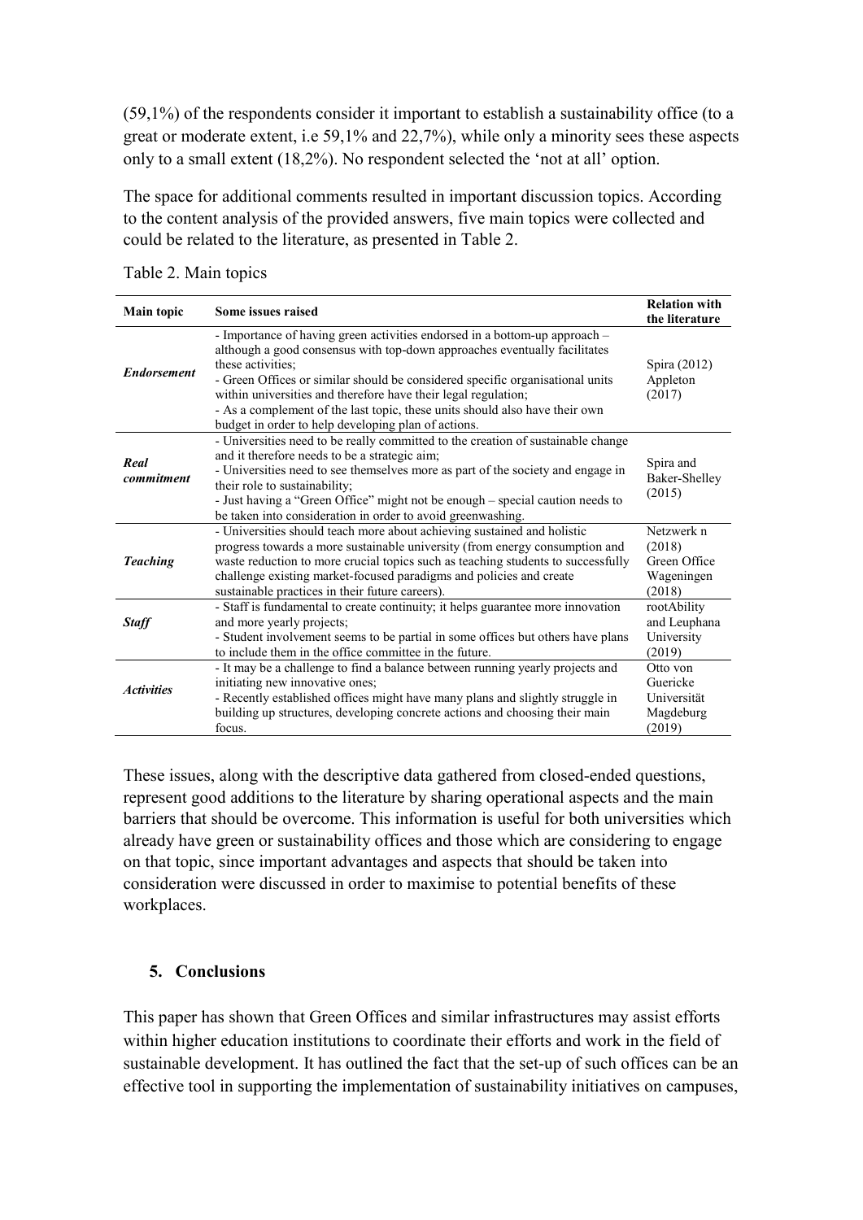(59,1%) of the respondents consider it important to establish a sustainability office (to a great or moderate extent, i.e 59,1% and 22,7%), while only a minority sees these aspects only to a small extent (18,2%). No respondent selected the 'not at all' option.

The space for additional comments resulted in important discussion topics. According to the content analysis of the provided answers, five main topics were collected and could be related to the literature, as presented in Table 2.

Table 2. Main topics

| Main topic | Some issues raised | Relation with the literature |
|---|---|---|
| ***Endorsement*** | - Importance of having green activities endorsed in a bottom-up approach – although a good consensus with top-down approaches eventually facilitates these activities;<br>- Green Offices or similar should be considered specific organisational units within universities and therefore have their legal regulation;<br>- As a complement of the last topic, these units should also have their own budget in order to help developing plan of actions. | Spira (2012)<br>Appleton (2017) |
| ***Real commitment*** | - Universities need to be really committed to the creation of sustainable change and it therefore needs to be a strategic aim;<br>- Universities need to see themselves more as part of the society and engage in their role to sustainability;<br>- Just having a "Green Office" might not be enough – special caution needs to be taken into consideration in order to avoid greenwashing. | Spira and Baker-Shelley (2015) |
| ***Teaching*** | - Universities should teach more about achieving sustained and holistic progress towards a more sustainable university (from energy consumption and waste reduction to more crucial topics such as teaching students to successfully challenge existing market-focused paradigms and policies and create sustainable practices in their future careers). | Netzwerk n (2018)<br>Green Office Wageningen (2018) |
| ***Staff*** | - Staff is fundamental to create continuity; it helps guarantee more innovation and more yearly projects;<br>- Student involvement seems to be partial in some offices but others have plans to include them in the office committee in the future. | rootAbility and Leuphana University (2019) |
| ***Activities*** | - It may be a challenge to find a balance between running yearly projects and initiating new innovative ones;<br>- Recently established offices might have many plans and slightly struggle in building up structures, developing concrete actions and choosing their main focus. | Otto von Guericke Universität Magdeburg (2019) |

These issues, along with the descriptive data gathered from closed-ended questions, represent good additions to the literature by sharing operational aspects and the main barriers that should be overcome. This information is useful for both universities which already have green or sustainability offices and those which are considering to engage on that topic, since important advantages and aspects that should be taken into consideration were discussed in order to maximise to potential benefits of these workplaces.

## 5. Conclusions

This paper has shown that Green Offices and similar infrastructures may assist efforts within higher education institutions to coordinate their efforts and work in the field of sustainable development. It has outlined the fact that the set-up of such offices can be an effective tool in supporting the implementation of sustainability initiatives on campuses,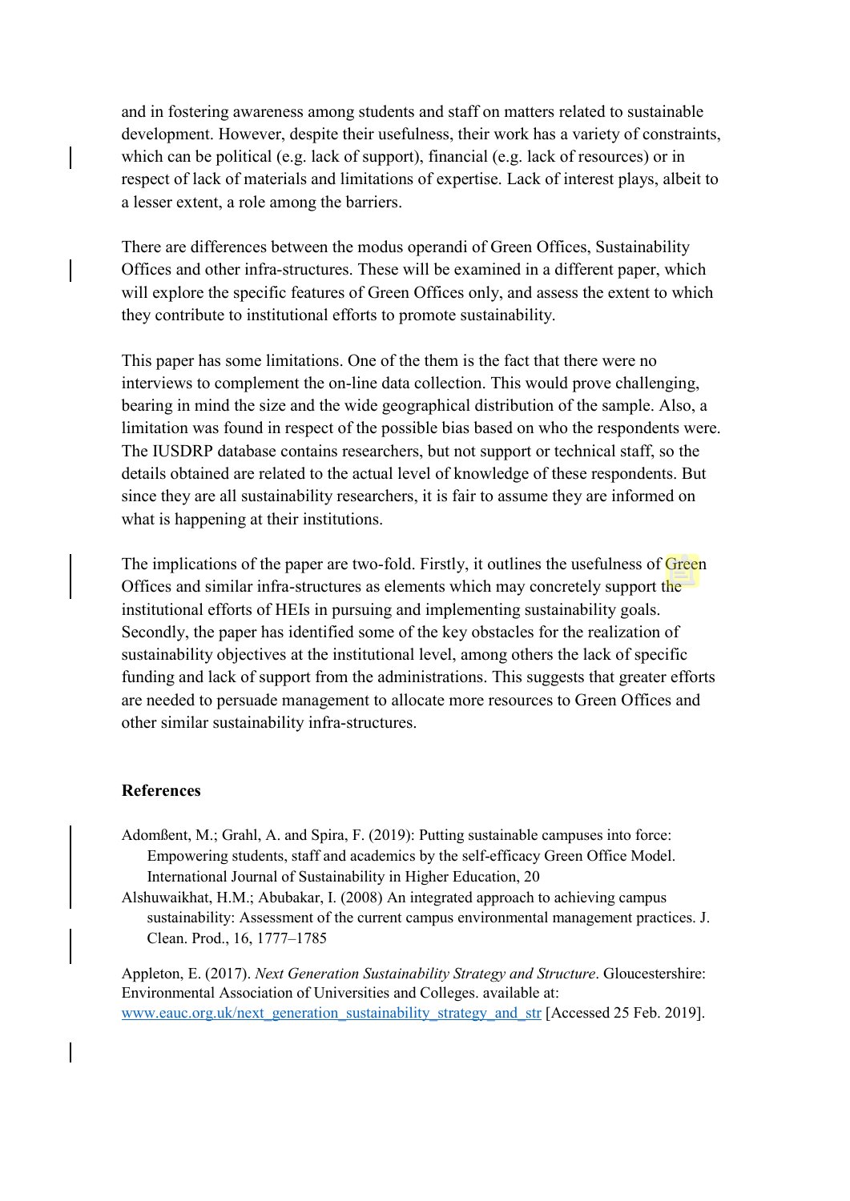and in fostering awareness among students and staff on matters related to sustainable development. However, despite their usefulness, their work has a variety of constraints, which can be political (e.g. lack of support), financial (e.g. lack of resources) or in respect of lack of materials and limitations of expertise. Lack of interest plays, albeit to a lesser extent, a role among the barriers.

There are differences between the modus operandi of Green Offices, Sustainability Offices and other infra-structures. These will be examined in a different paper, which will explore the specific features of Green Offices only, and assess the extent to which they contribute to institutional efforts to promote sustainability.

This paper has some limitations. One of the them is the fact that there were no interviews to complement the on-line data collection. This would prove challenging, bearing in mind the size and the wide geographical distribution of the sample. Also, a limitation was found in respect of the possible bias based on who the respondents were. The IUSDRP database contains researchers, but not support or technical staff, so the details obtained are related to the actual level of knowledge of these respondents. But since they are all sustainability researchers, it is fair to assume they are informed on what is happening at their institutions.

The implications of the paper are two-fold. Firstly, it outlines the usefulness of Green Offices and similar infra-structures as elements which may concretely support the institutional efforts of HEIs in pursuing and implementing sustainability goals. Secondly, the paper has identified some of the key obstacles for the realization of sustainability objectives at the institutional level, among others the lack of specific funding and lack of support from the administrations. This suggests that greater efforts are needed to persuade management to allocate more resources to Green Offices and other similar sustainability infra-structures.

## References

Adomßent, M.; Grahl, A. and Spira, F. (2019): Putting sustainable campuses into force: Empowering students, staff and academics by the self-efficacy Green Office Model. International Journal of Sustainability in Higher Education, 20

Alshuwaikhat, H.M.; Abubakar, I. (2008) An integrated approach to achieving campus sustainability: Assessment of the current campus environmental management practices. J. Clean. Prod., 16, 1777–1785

Appleton, E. (2017). *Next Generation Sustainability Strategy and Structure*. Gloucestershire: Environmental Association of Universities and Colleges. available at: www.eauc.org.uk/next_generation_sustainability_strategy_and_str [Accessed 25 Feb. 2019].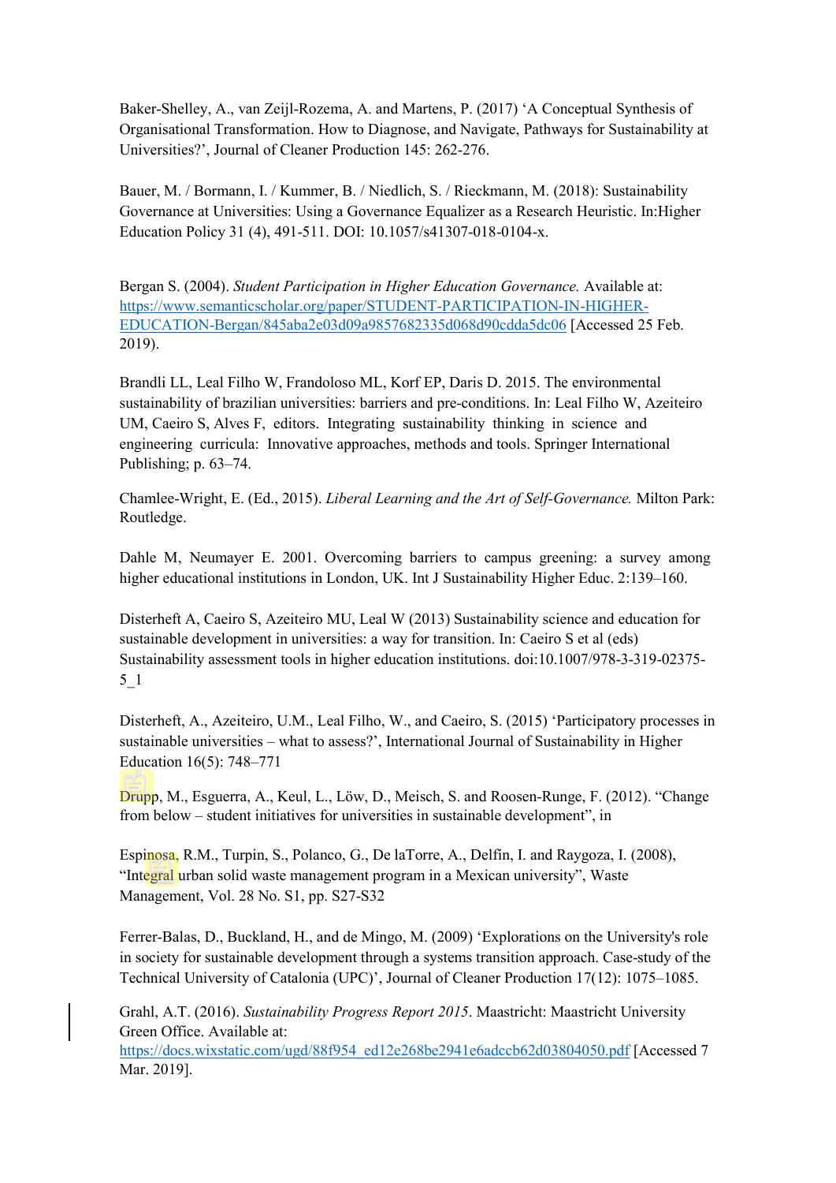Baker-Shelley, A., van Zeijl-Rozema, A. and Martens, P. (2017) 'A Conceptual Synthesis of Organisational Transformation. How to Diagnose, and Navigate, Pathways for Sustainability at Universities?', Journal of Cleaner Production 145: 262-276.

Bauer, M. / Bormann, I. / Kummer, B. / Niedlich, S. / Rieckmann, M. (2018): Sustainability Governance at Universities: Using a Governance Equalizer as a Research Heuristic. In:Higher Education Policy 31 (4), 491-511. DOI: 10.1057/s41307-018-0104-x.

Bergan S. (2004). *Student Participation in Higher Education Governance.* Available at: https://www.semanticscholar.org/paper/STUDENT-PARTICIPATION-IN-HIGHER-EDUCATION-Bergan/845aba2e03d09a9857682335d068d90cdda5dc06 [Accessed 25 Feb. 2019).

Brandli LL, Leal Filho W, Frandoloso ML, Korf EP, Daris D. 2015. The environmental sustainability of brazilian universities: barriers and pre-conditions. In: Leal Filho W, Azeiteiro UM, Caeiro S, Alves F, editors. Integrating sustainability thinking in science and engineering curricula: Innovative approaches, methods and tools. Springer International Publishing; p. 63–74.

Chamlee-Wright, E. (Ed., 2015). *Liberal Learning and the Art of Self-Governance.* Milton Park: Routledge.

Dahle M, Neumayer E. 2001. Overcoming barriers to campus greening: a survey among higher educational institutions in London, UK. Int J Sustainability Higher Educ. 2:139–160.

Disterheft A, Caeiro S, Azeiteiro MU, Leal W (2013) Sustainability science and education for sustainable development in universities: a way for transition. In: Caeiro S et al (eds) Sustainability assessment tools in higher education institutions. doi:10.1007/978-3-319-02375-5_1

Disterheft, A., Azeiteiro, U.M., Leal Filho, W., and Caeiro, S. (2015) 'Participatory processes in sustainable universities – what to assess?', International Journal of Sustainability in Higher Education 16(5): 748–771

Drupp, M., Esguerra, A., Keul, L., Löw, D., Meisch, S. and Roosen-Runge, F. (2012). "Change from below – student initiatives for universities in sustainable development", in

Espinosa, R.M., Turpin, S., Polanco, G., De laTorre, A., Delfín, I. and Raygoza, I. (2008), "Integral urban solid waste management program in a Mexican university", Waste Management, Vol. 28 No. S1, pp. S27-S32

Ferrer-Balas, D., Buckland, H., and de Mingo, M. (2009) 'Explorations on the University's role in society for sustainable development through a systems transition approach. Case-study of the Technical University of Catalonia (UPC)', Journal of Cleaner Production 17(12): 1075–1085.

Grahl, A.T. (2016). *Sustainability Progress Report 2015*. Maastricht: Maastricht University Green Office. Available at: https://docs.wixstatic.com/ugd/88f954_ed12e268be2941e6adccb62d03804050.pdf [Accessed 7 Mar. 2019].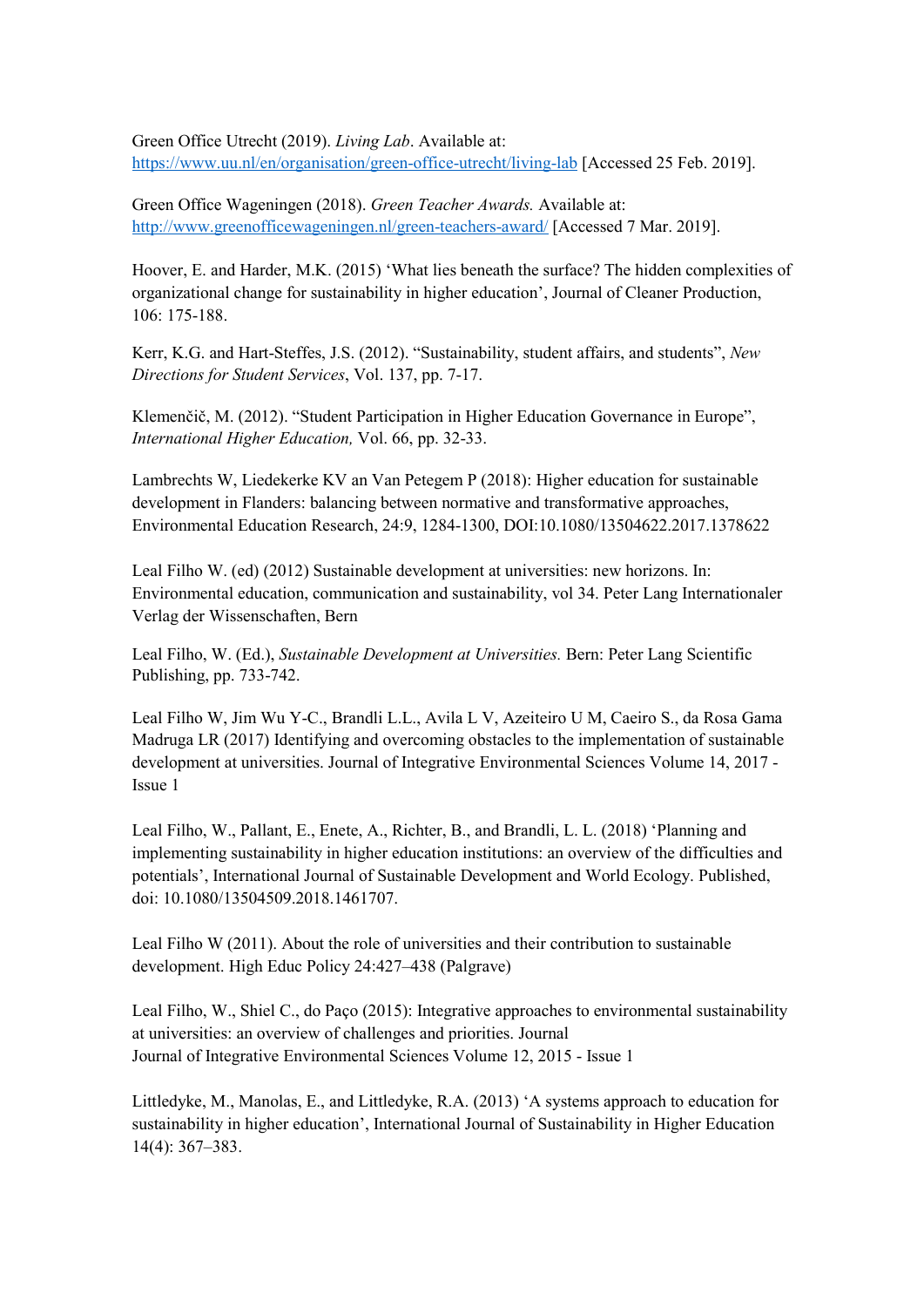Green Office Utrecht (2019). *Living Lab*. Available at: https://www.uu.nl/en/organisation/green-office-utrecht/living-lab [Accessed 25 Feb. 2019].

Green Office Wageningen (2018). *Green Teacher Awards.* Available at: http://www.greenofficewageningen.nl/green-teachers-award/ [Accessed 7 Mar. 2019].

Hoover, E. and Harder, M.K. (2015) 'What lies beneath the surface? The hidden complexities of organizational change for sustainability in higher education', Journal of Cleaner Production, 106: 175-188.

Kerr, K.G. and Hart-Steffes, J.S. (2012). "Sustainability, student affairs, and students", *New Directions for Student Services*, Vol. 137, pp. 7-17.

Klemenčič, M. (2012). "Student Participation in Higher Education Governance in Europe", *International Higher Education,* Vol. 66, pp. 32-33.

Lambrechts W, Liedekerke KV an Van Petegem P (2018): Higher education for sustainable development in Flanders: balancing between normative and transformative approaches, Environmental Education Research, 24:9, 1284-1300, DOI:10.1080/13504622.2017.1378622

Leal Filho W. (ed) (2012) Sustainable development at universities: new horizons. In: Environmental education, communication and sustainability, vol 34. Peter Lang Internationaler Verlag der Wissenschaften, Bern

Leal Filho, W. (Ed.), *Sustainable Development at Universities.* Bern: Peter Lang Scientific Publishing, pp. 733-742.

Leal Filho W, Jim Wu Y-C., Brandli L.L., Avila L V, Azeiteiro U M, Caeiro S., da Rosa Gama Madruga LR (2017) Identifying and overcoming obstacles to the implementation of sustainable development at universities. Journal of Integrative Environmental Sciences Volume 14, 2017 - Issue 1

Leal Filho, W., Pallant, E., Enete, A., Richter, B., and Brandli, L. L. (2018) 'Planning and implementing sustainability in higher education institutions: an overview of the difficulties and potentials', International Journal of Sustainable Development and World Ecology. Published, doi: 10.1080/13504509.2018.1461707.

Leal Filho W (2011). About the role of universities and their contribution to sustainable development. High Educ Policy 24:427–438 (Palgrave)

Leal Filho, W., Shiel C., do Paço (2015): Integrative approaches to environmental sustainability at universities: an overview of challenges and priorities. Journal
Journal of Integrative Environmental Sciences Volume 12, 2015 - Issue 1

Littledyke, M., Manolas, E., and Littledyke, R.A. (2013) 'A systems approach to education for sustainability in higher education', International Journal of Sustainability in Higher Education 14(4): 367–383.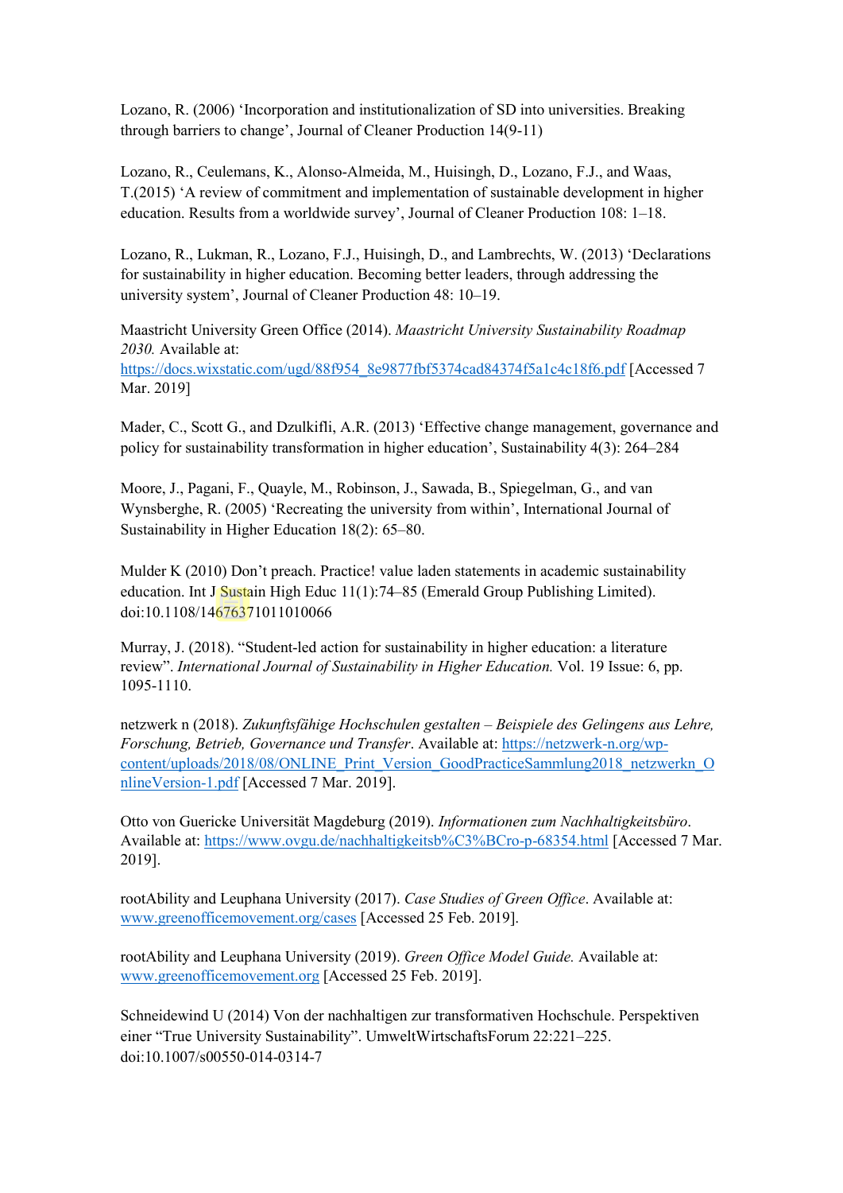Lozano, R. (2006) ‘Incorporation and institutionalization of SD into universities. Breaking through barriers to change’, Journal of Cleaner Production 14(9-11)

Lozano, R., Ceulemans, K., Alonso-Almeida, M., Huisingh, D., Lozano, F.J., and Waas, T.(2015) ‘A review of commitment and implementation of sustainable development in higher education. Results from a worldwide survey’, Journal of Cleaner Production 108: 1–18.

Lozano, R., Lukman, R., Lozano, F.J., Huisingh, D., and Lambrechts, W. (2013) ‘Declarations for sustainability in higher education. Becoming better leaders, through addressing the university system’, Journal of Cleaner Production 48: 10–19.

Maastricht University Green Office (2014). *Maastricht University Sustainability Roadmap 2030.* Available at: https://docs.wixstatic.com/ugd/88f954_8e9877fbf5374cad84374f5a1c4c18f6.pdf [Accessed 7 Mar. 2019]

Mader, C., Scott G., and Dzulkifli, A.R. (2013) ‘Effective change management, governance and policy for sustainability transformation in higher education’, Sustainability 4(3): 264–284

Moore, J., Pagani, F., Quayle, M., Robinson, J., Sawada, B., Spiegelman, G., and van Wynsberghe, R. (2005) ‘Recreating the university from within’, International Journal of Sustainability in Higher Education 18(2): 65–80.

Mulder K (2010) Don’t preach. Practice! value laden statements in academic sustainability education. Int J Sustain High Educ 11(1):74–85 (Emerald Group Publishing Limited). doi:10.1108/14676371011010066

Murray, J. (2018). “Student-led action for sustainability in higher education: a literature review”. *International Journal of Sustainability in Higher Education.* Vol. 19 Issue: 6, pp. 1095-1110.

netzwerk n (2018). *Zukunftsfähige Hochschulen gestalten – Beispiele des Gelingens aus Lehre, Forschung, Betrieb, Governance und Transfer*. Available at: https://netzwerk-n.org/wp-content/uploads/2018/08/ONLINE_Print_Version_GoodPracticeSammlung2018_netzwerkn_OnlineVersion-1.pdf [Accessed 7 Mar. 2019].

Otto von Guericke Universität Magdeburg (2019). *Informationen zum Nachhaltigkeitsbüro*. Available at: https://www.ovgu.de/nachhaltigkeitsb%C3%BCro-p-68354.html [Accessed 7 Mar. 2019].

rootAbility and Leuphana University (2017). *Case Studies of Green Office*. Available at: www.greenofficemovement.org/cases [Accessed 25 Feb. 2019].

rootAbility and Leuphana University (2019). *Green Office Model Guide.* Available at: www.greenofficemovement.org [Accessed 25 Feb. 2019].

Schneidewind U (2014) Von der nachhaltigen zur transformativen Hochschule. Perspektiven einer “True University Sustainability”. UmweltWirtschaftsForum 22:221–225. doi:10.1007/s00550-014-0314-7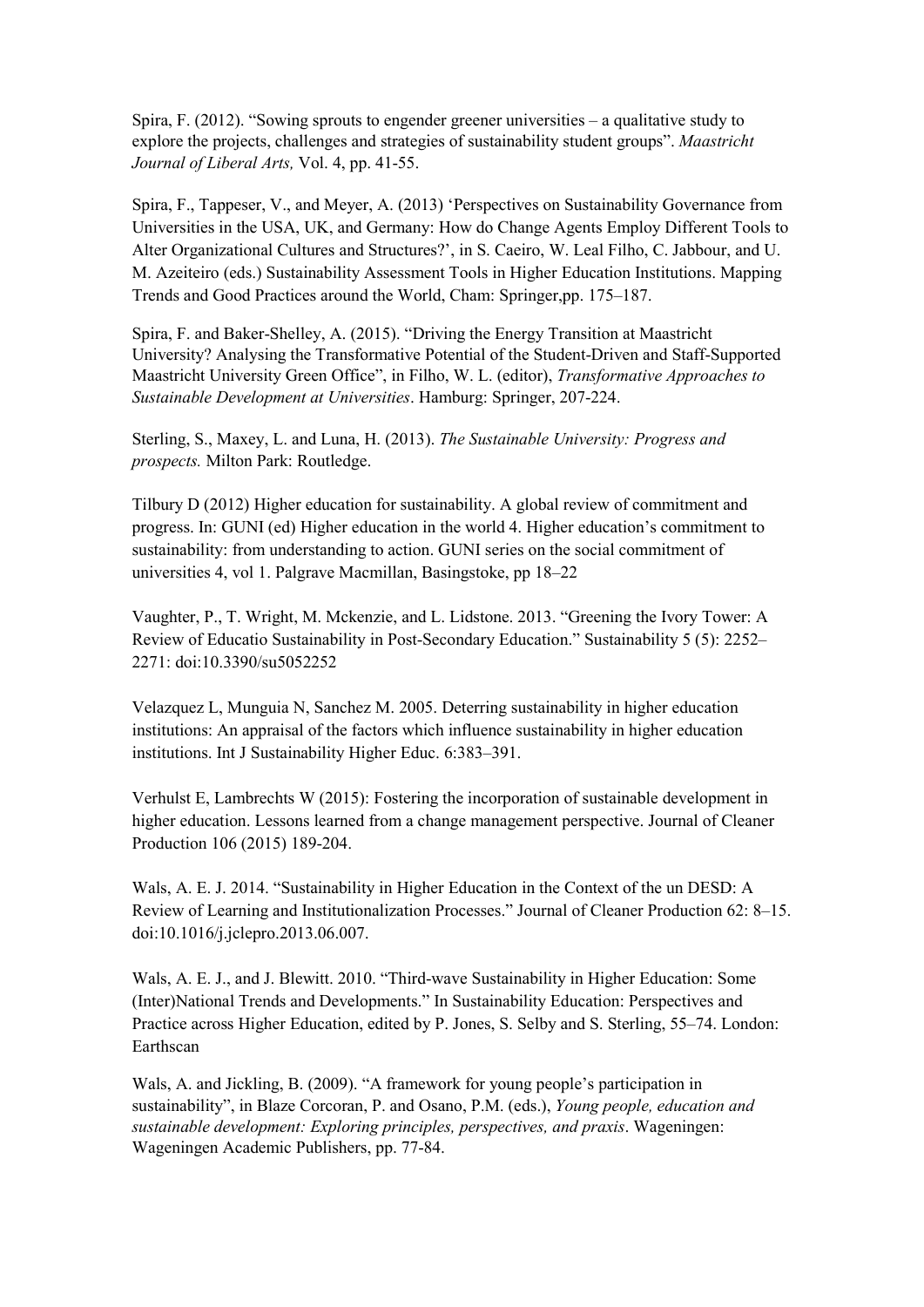Spira, F. (2012). “Sowing sprouts to engender greener universities – a qualitative study to explore the projects, challenges and strategies of sustainability student groups”. *Maastricht Journal of Liberal Arts,* Vol. 4, pp. 41-55.

Spira, F., Tappeser, V., and Meyer, A. (2013) ‘Perspectives on Sustainability Governance from Universities in the USA, UK, and Germany: How do Change Agents Employ Different Tools to Alter Organizational Cultures and Structures?’, in S. Caeiro, W. Leal Filho, C. Jabbour, and U. M. Azeiteiro (eds.) Sustainability Assessment Tools in Higher Education Institutions. Mapping Trends and Good Practices around the World, Cham: Springer,pp. 175–187.

Spira, F. and Baker-Shelley, A. (2015). “Driving the Energy Transition at Maastricht University? Analysing the Transformative Potential of the Student-Driven and Staff-Supported Maastricht University Green Office”, in Filho, W. L. (editor), *Transformative Approaches to Sustainable Development at Universities*. Hamburg: Springer, 207-224.

Sterling, S., Maxey, L. and Luna, H. (2013). *The Sustainable University: Progress and prospects.* Milton Park: Routledge.

Tilbury D (2012) Higher education for sustainability. A global review of commitment and progress. In: GUNI (ed) Higher education in the world 4. Higher education’s commitment to sustainability: from understanding to action. GUNI series on the social commitment of universities 4, vol 1. Palgrave Macmillan, Basingstoke, pp 18–22

Vaughter, P., T. Wright, M. Mckenzie, and L. Lidstone. 2013. “Greening the Ivory Tower: A Review of Educatio Sustainability in Post-Secondary Education.” Sustainability 5 (5): 2252–2271: doi:10.3390/su5052252

Velazquez L, Munguia N, Sanchez M. 2005. Deterring sustainability in higher education institutions: An appraisal of the factors which influence sustainability in higher education institutions. Int J Sustainability Higher Educ. 6:383–391.

Verhulst E, Lambrechts W (2015): Fostering the incorporation of sustainable development in higher education. Lessons learned from a change management perspective. Journal of Cleaner Production 106 (2015) 189-204.

Wals, A. E. J. 2014. “Sustainability in Higher Education in the Context of the un DESD: A Review of Learning and Institutionalization Processes.” Journal of Cleaner Production 62: 8–15. doi:10.1016/j.jclepro.2013.06.007.

Wals, A. E. J., and J. Blewitt. 2010. “Third-wave Sustainability in Higher Education: Some (Inter)National Trends and Developments.” In Sustainability Education: Perspectives and Practice across Higher Education, edited by P. Jones, S. Selby and S. Sterling, 55–74. London: Earthscan

Wals, A. and Jickling, B. (2009). “A framework for young people’s participation in sustainability”, in Blaze Corcoran, P. and Osano, P.M. (eds.), *Young people, education and sustainable development: Exploring principles, perspectives, and praxis*. Wageningen: Wageningen Academic Publishers, pp. 77-84.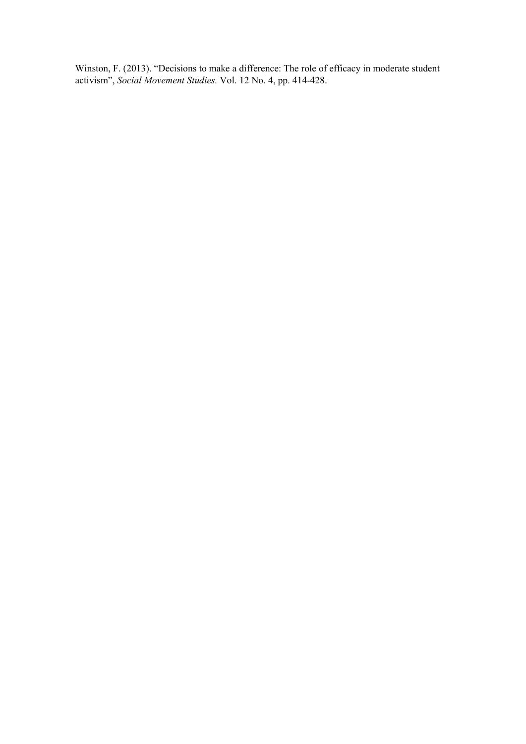Winston, F. (2013). “Decisions to make a difference: The role of efficacy in moderate student activism”, *Social Movement Studies.* Vol. 12 No. 4, pp. 414-428.